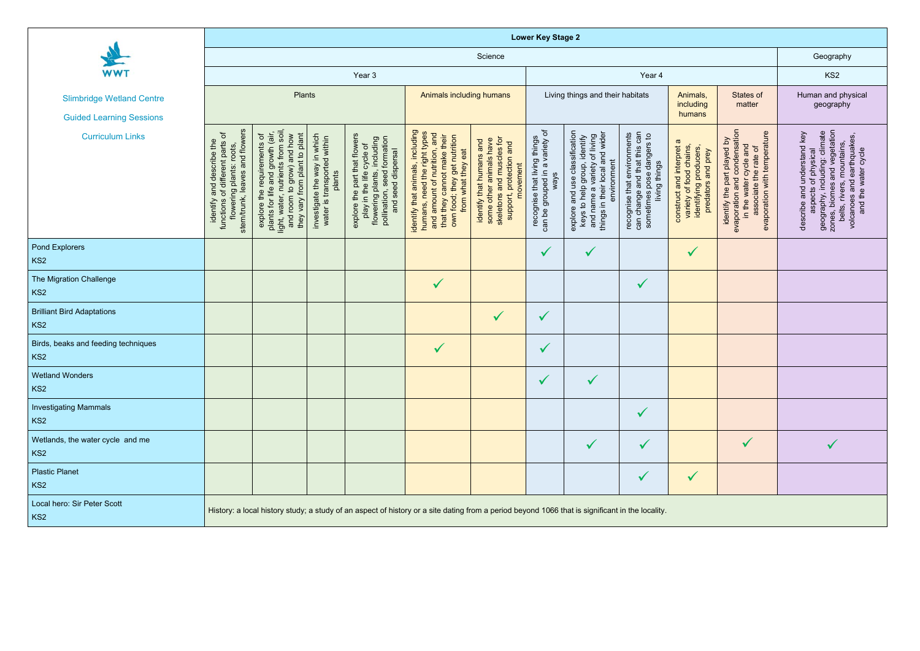WWT

Slimbridge Wetland Centre

Guided Learning Sessions

Curriculum Links

| | Lower Key Stage 2 | | | | | | | | | | | |
|---|---|---|---|---|---|---|---|---|---|---|---|---|
| | Science | | | | | | | | | | | Geography |
| | Year 3 | | | | | | Year 4 | | | | | KS2 |
| | Plants | | | | Animals including humans | | Living things and their habitats | | | Animals, including humans | States of matter | Human and physical geography |
| | identify and describe the functions of different parts of flowering plants: roots, stem/trunk, leaves and flowers | explore the requirements of plants for life and growth (air, light, water, nutrients from soil, and room to grow) and how they vary from plant to plant | investigate the way in which water is transported within plants | explore the part that flowers play in the life cycle of flowering plants, including pollination, seed formation and seed dispersal | identify that animals, including humans, need the right types and amount of nutrition, and that they cannot make their own food; they get nutrition from what they eat | identify that humans and some other animals have skeletons and muscles for support, protection and movement | recognise that living things can be grouped in a variety of ways | explore and use classification keys to help group, identify and name a variety of living things in their local and wider environment | recognise that environments can change and that this can sometimes pose dangers to living things | construct and interpret a variety of food chains, identifying producers, predators and prey | identify the part played by evaporation and condensation in the water cycle and associate the rate of evaporation with temperature | describe and understand key aspects of physical geography, including: climate zones, biomes and vegetation belts, rivers, mountains, volcanoes and earthquakes, and the water cycle |
| Pond Explorers KS2 | | | | | | | ✓ | ✓ | | ✓ | | |
| The Migration Challenge KS2 | | | | | ✓ | | | | ✓ | | | |
| Brilliant Bird Adaptations KS2 | | | | | | ✓ | ✓ | | | | | |
| Birds, beaks and feeding techniques KS2 | | | | | ✓ | | ✓ | | | | | |
| Wetland Wonders KS2 | | | | | | | ✓ | ✓ | | | | |
| Investigating Mammals KS2 | | | | | | | | | ✓ | | | |
| Wetlands, the water cycle and me KS2 | | | | | | | | ✓ | ✓ | | ✓ | ✓ |
| Plastic Planet KS2 | | | | | | | | | ✓ | ✓ | | |
| Local hero: Sir Peter Scott KS2 | History: a local history study; a study of an aspect of history or a site dating from a period beyond 1066 that is significant in the locality. | | | | | | | | | | | |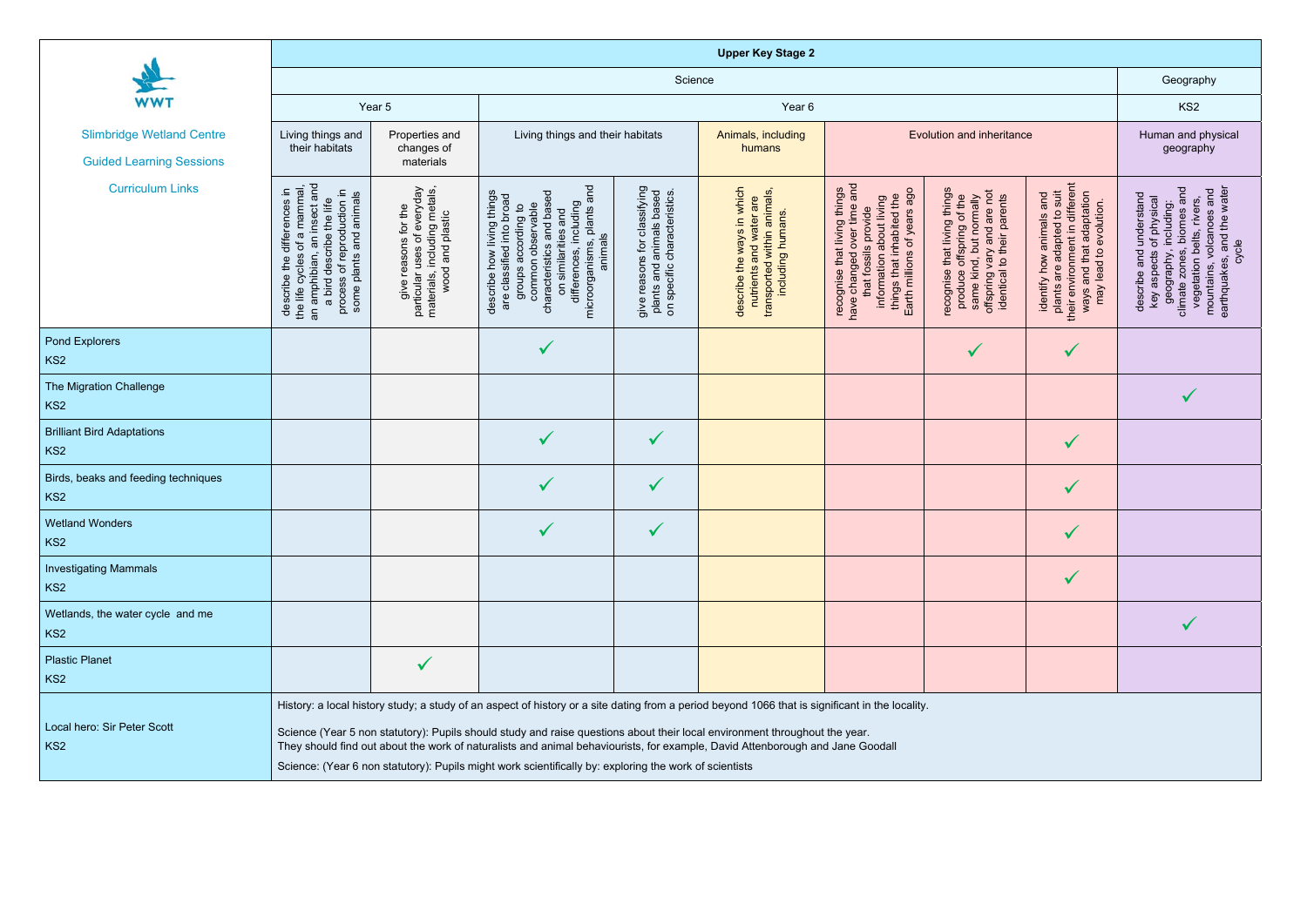| WWT Slimbridge Wetland Centre Guided Learning Sessions Curriculum Links | Upper Key Stage 2 | | | | | | | | |
|---|---|---|---|---|---|---|---|---|---|
| | Science | | | | | | | | Geography |
| | Year 5 | | Year 6 | | | | | | KS2 |
| | Living things and their habitats | Properties and changes of materials | Living things and their habitats | | Animals, including humans | Evolution and inheritance | | | Human and physical geography |
| | describe the differences in the life cycles of a mammal, an amphibian, an insect and a bird describe the life process of reproduction in some plants and animals | give reasons for the particular uses of everyday materials, including metals, wood and plastic | describe how living things are classified into broad groups according to common observable characteristics and based on similarities and differences, including microorganisms, plants and animals | give reasons for classifying plants and animals based on specific characteristics. | describe the ways in which nutrients and water are transported within animals, including humans. | recognise that living things have changed over time and that fossils provide information about living things that inhabited the Earth millions of years ago | recognise that living things produce offspring of the same kind, but normally offspring vary and are not identical to their parents | identify how animals and plants are adapted to suit their environment in different ways and that adaptation may lead to evolution. | describe and understand key aspects of physical geography, including: climate zones, biomes and vegetation belts, rivers, mountains, volcanoes and earthquakes, and the water cycle |
| Pond Explorers KS2 | | | ✓ | | | | ✓ | ✓ | |
| The Migration Challenge KS2 | | | | | | | | | ✓ |
| Brilliant Bird Adaptations KS2 | | | ✓ | ✓ | | | | ✓ | |
| Birds, beaks and feeding techniques KS2 | | | ✓ | ✓ | | | | ✓ | |
| Wetland Wonders KS2 | | | ✓ | ✓ | | | | ✓ | |
| Investigating Mammals KS2 | | | | | | | | ✓ | |
| Wetlands, the water cycle and me KS2 | | | | | | | | | ✓ |
| Plastic Planet KS2 | | ✓ | | | | | | | |
| Local hero: Sir Peter Scott KS2 | History: a local history study; a study of an aspect of history or a site dating from a period beyond 1066 that is significant in the locality. Science (Year 5 non statutory): Pupils should study and raise questions about their local environment throughout the year. They should find out about the work of naturalists and animal behaviourists, for example, David Attenborough and Jane Goodall. Science: (Year 6 non statutory): Pupils might work scientifically by: exploring the work of scientists | | | | | | | | |